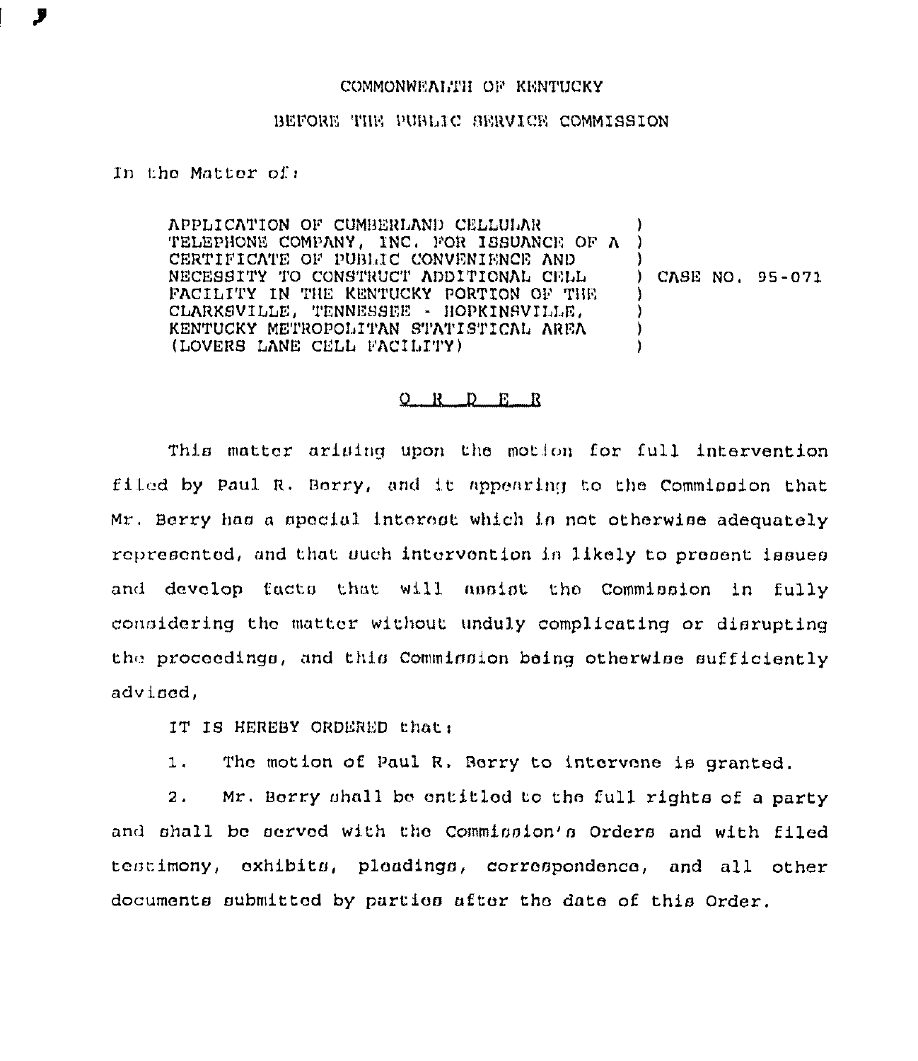COMMONWEALTH OF KENTUCKY

BEFORE THE PUBLIC SERVICE COMMISSION

In the Matter of:

APPLICATION OF CUMBERLAND CELLULAR TELEPHONE COMPANY, INC. FOR ISSUANCE OF A CERTIFICATE OF PUBLIC CONVENIENCE AND NECESSITY TO CONSTRUCT ADDITIONAL CELL FACILITY IN THE KENTUCKY PORTION OF THE CLARKSVILLE, TENNESSEE - HOPKINSVILLE, KENTUCKY METROPOLITAN STATISTICAL AREA (LOVERS LANE CELL FACILITY) ) CASE NO. 95-071

O R D E R

This matter arising upon the motion for full intervention filed by Paul R. Berry, and it appearing to the Commission that Mr. Berry has a special interest which is not otherwise adequately represented, and that such intervention is likely to present issues and develop facts that will assist the Commission in fully considering the matter without unduly complicating or disrupting the proceedings, and this Commission being otherwise sufficiently advised,

IT IS HEREBY ORDERED that:

1. The motion of Paul R. Berry to intervene is granted.

2. Mr. Berry shall be entitled to the full rights of a party and shall be served with the Commission's Orders and with filed testimony, exhibits, pleadings, correspondence, and all other documents submitted by parties after the date of this Order.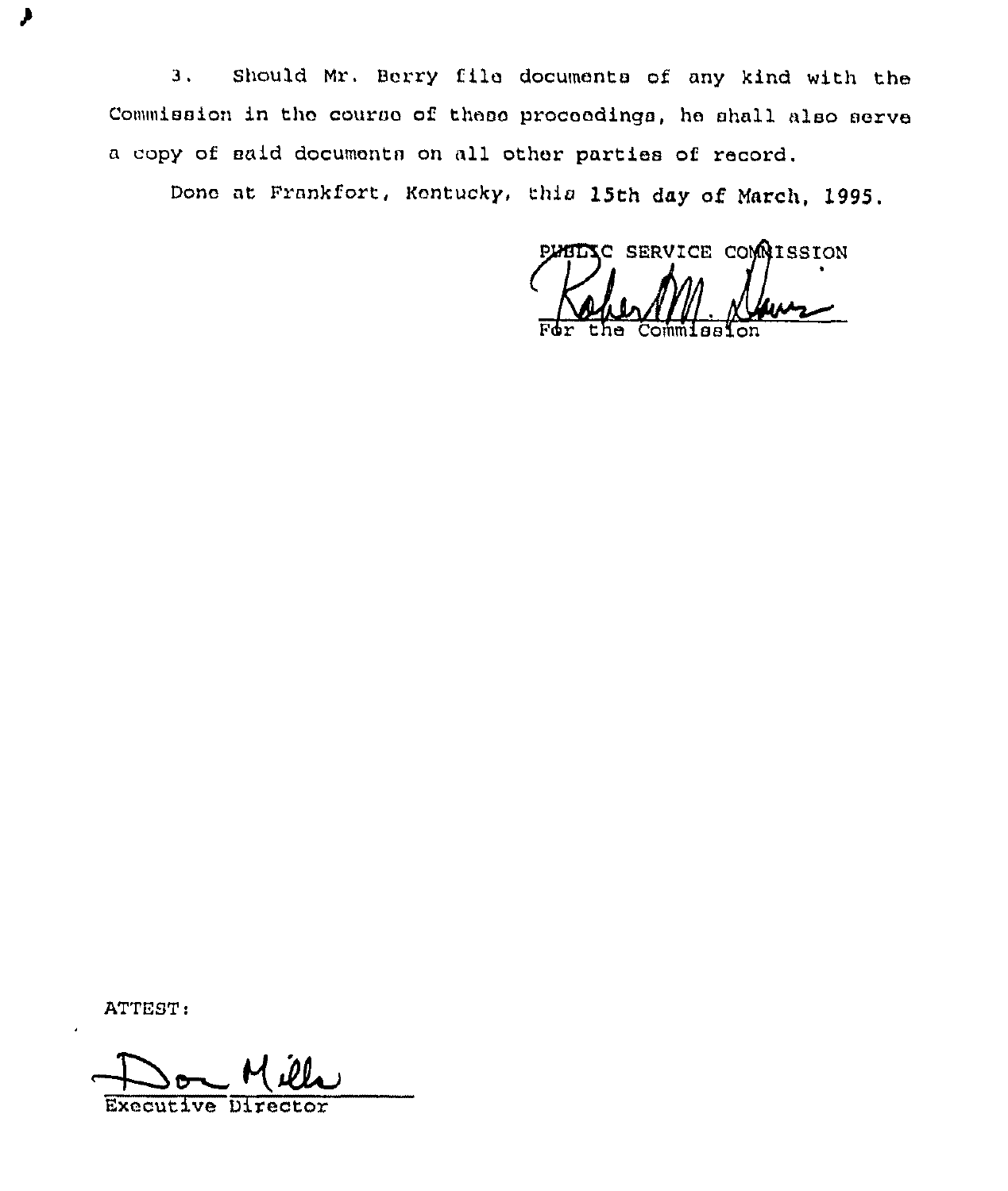3. Should Mr. Berry file documents of any kind with the Commission in the course of these proceedings, he shall also serve a copy of said documents on all other parties of record.

Done at Frankfort, Kentucky, this 15th day of March, 1995.

PUBLIC SERVICE COMMISSION

For the Commission

ATTEST:

Executive Director